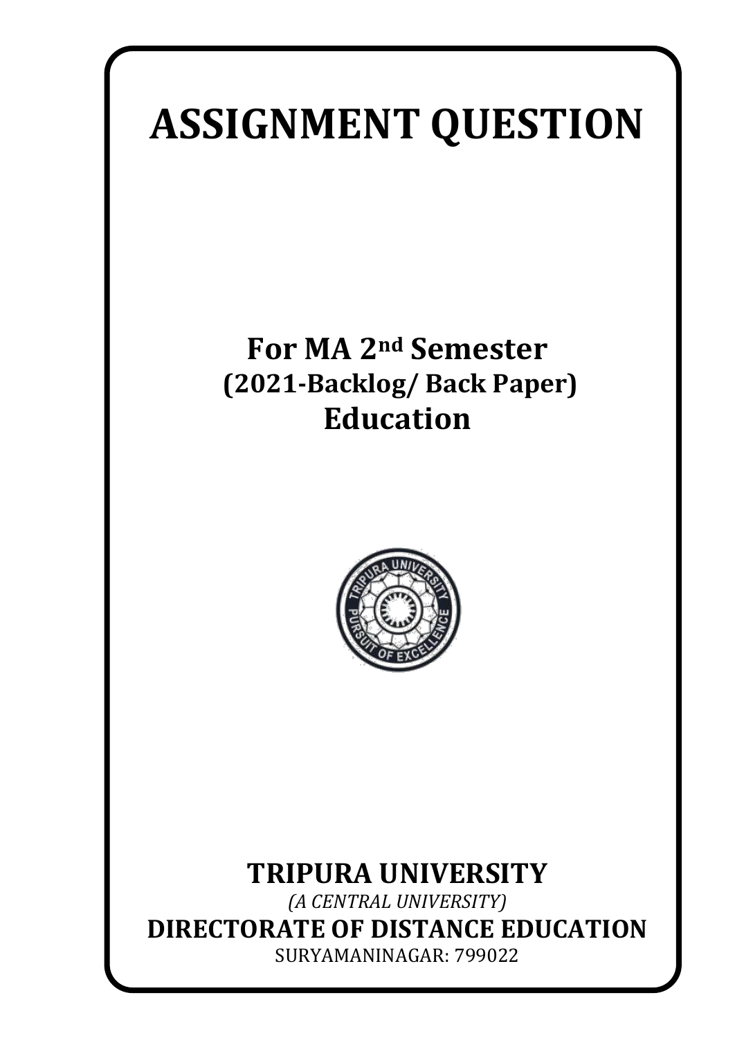# ASSIGNMENT QUESTION

## For MA 2nd Semester
### (2021-Backlog/ Back Paper)
### Education

## TRIPURA UNIVERSITY

*(A CENTRAL UNIVERSITY)*

**DIRECTORATE OF DISTANCE EDUCATION**

SURYAMANINAGAR: 799022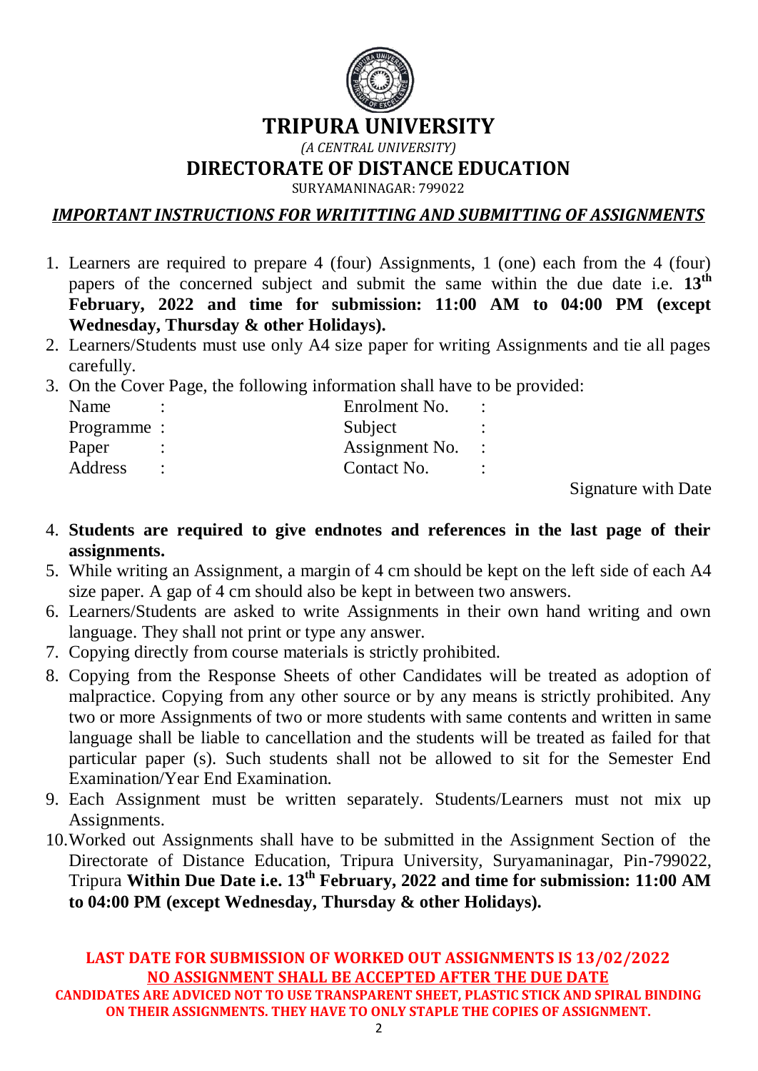# TRIPURA UNIVERSITY

*(A CENTRAL UNIVERSITY)*

## DIRECTORATE OF DISTANCE EDUCATION

SURYAMANINAGAR: 799022

### *IMPORTANT INSTRUCTIONS FOR WRITITTING AND SUBMITTING OF ASSIGNMENTS*

1. Learners are required to prepare 4 (four) Assignments, 1 (one) each from the 4 (four) papers of the concerned subject and submit the same within the due date i.e. **13th February, 2022 and time for submission: 11:00 AM to 04:00 PM (except Wednesday, Thursday & other Holidays).**
2. Learners/Students must use only A4 size paper for writing Assignments and tie all pages carefully.
3. On the Cover Page, the following information shall have to be provided:

   | | | | |
   |---|---|---|---|
   | Name | : | Enrolment No. | : |
   | Programme | : | Subject | : |
   | Paper | : | Assignment No. | : |
   | Address | : | Contact No. | : |

   Signature with Date

4. **Students are required to give endnotes and references in the last page of their assignments.**
5. While writing an Assignment, a margin of 4 cm should be kept on the left side of each A4 size paper. A gap of 4 cm should also be kept in between two answers.
6. Learners/Students are asked to write Assignments in their own hand writing and own language. They shall not print or type any answer.
7. Copying directly from course materials is strictly prohibited.
8. Copying from the Response Sheets of other Candidates will be treated as adoption of malpractice. Copying from any other source or by any means is strictly prohibited. Any two or more Assignments of two or more students with same contents and written in same language shall be liable to cancellation and the students will be treated as failed for that particular paper (s). Such students shall not be allowed to sit for the Semester End Examination/Year End Examination.
9. Each Assignment must be written separately. Students/Learners must not mix up Assignments.
10. Worked out Assignments shall have to be submitted in the Assignment Section of the Directorate of Distance Education, Tripura University, Suryamaninagar, Pin-799022, Tripura **Within Due Date i.e. 13th February, 2022 and time for submission: 11:00 AM to 04:00 PM (except Wednesday, Thursday & other Holidays).**

**LAST DATE FOR SUBMISSION OF WORKED OUT ASSIGNMENTS IS 13/02/2022**

**NO ASSIGNMENT SHALL BE ACCEPTED AFTER THE DUE DATE**

**CANDIDATES ARE ADVICED NOT TO USE TRANSPARENT SHEET, PLASTIC STICK AND SPIRAL BINDING ON THEIR ASSIGNMENTS. THEY HAVE TO ONLY STAPLE THE COPIES OF ASSIGNMENT.**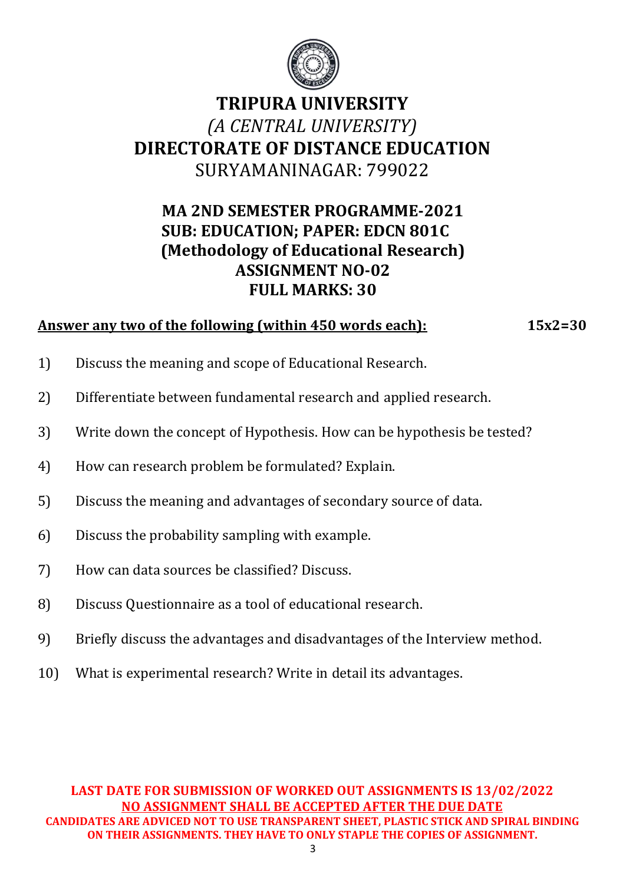# TRIPURA UNIVERSITY

*(A CENTRAL UNIVERSITY)*

## DIRECTORATE OF DISTANCE EDUCATION

SURYAMANINAGAR: 799022

### MA 2ND SEMESTER PROGRAMME-2021
### SUB: EDUCATION; PAPER: EDCN 801C
### (Methodology of Educational Research)
### ASSIGNMENT NO-02
### FULL MARKS: 30

**Answer any two of the following (within 450 words each):** **15x2=30**

1) Discuss the meaning and scope of Educational Research.
2) Differentiate between fundamental research and applied research.
3) Write down the concept of Hypothesis. How can be hypothesis be tested?
4) How can research problem be formulated? Explain.
5) Discuss the meaning and advantages of secondary source of data.
6) Discuss the probability sampling with example.
7) How can data sources be classified? Discuss.
8) Discuss Questionnaire as a tool of educational research.
9) Briefly discuss the advantages and disadvantages of the Interview method.
10) What is experimental research? Write in detail its advantages.

**LAST DATE FOR SUBMISSION OF WORKED OUT ASSIGNMENTS IS 13/02/2022**

**NO ASSIGNMENT SHALL BE ACCEPTED AFTER THE DUE DATE**

**CANDIDATES ARE ADVICED NOT TO USE TRANSPARENT SHEET, PLASTIC STICK AND SPIRAL BINDING ON THEIR ASSIGNMENTS. THEY HAVE TO ONLY STAPLE THE COPIES OF ASSIGNMENT.**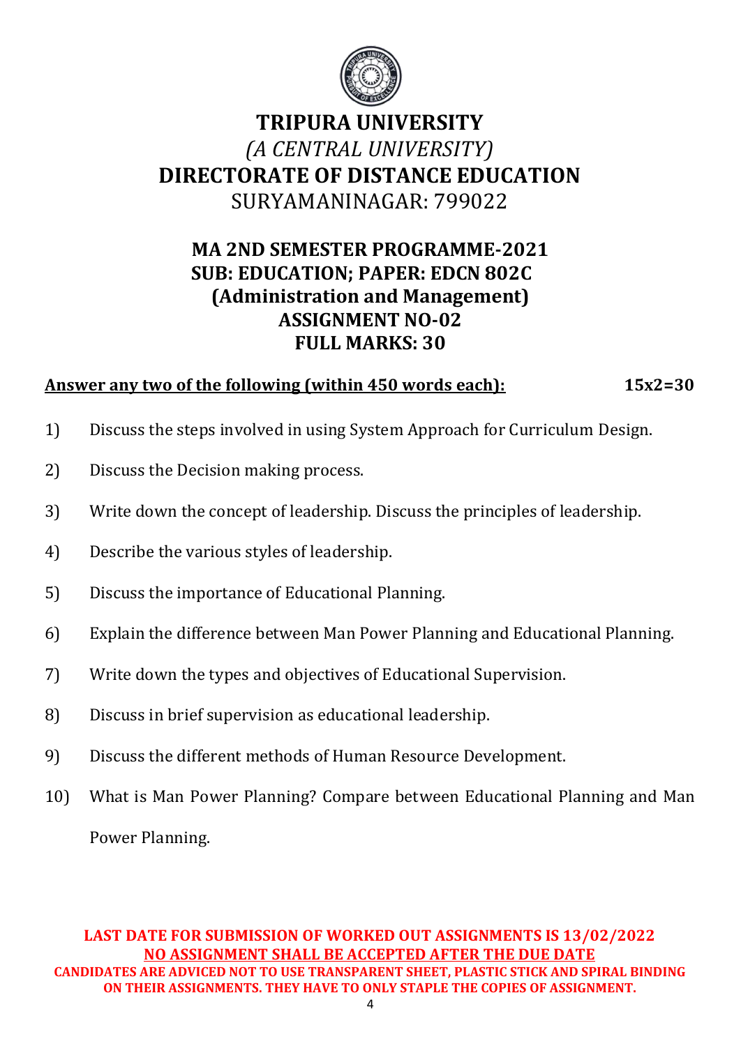# TRIPURA UNIVERSITY

*(A CENTRAL UNIVERSITY)*

## DIRECTORATE OF DISTANCE EDUCATION

SURYAMANINAGAR: 799022

### MA 2ND SEMESTER PROGRAMME-2021
### SUB: EDUCATION; PAPER: EDCN 802C
### (Administration and Management)
### ASSIGNMENT NO-02
### FULL MARKS: 30

**Answer any two of the following (within 450 words each):** **15x2=30**

1) Discuss the steps involved in using System Approach for Curriculum Design.

2) Discuss the Decision making process.

3) Write down the concept of leadership. Discuss the principles of leadership.

4) Describe the various styles of leadership.

5) Discuss the importance of Educational Planning.

6) Explain the difference between Man Power Planning and Educational Planning.

7) Write down the types and objectives of Educational Supervision.

8) Discuss in brief supervision as educational leadership.

9) Discuss the different methods of Human Resource Development.

10) What is Man Power Planning? Compare between Educational Planning and Man Power Planning.

**LAST DATE FOR SUBMISSION OF WORKED OUT ASSIGNMENTS IS 13/02/2022**

**NO ASSIGNMENT SHALL BE ACCEPTED AFTER THE DUE DATE**

**CANDIDATES ARE ADVICED NOT TO USE TRANSPARENT SHEET, PLASTIC STICK AND SPIRAL BINDING ON THEIR ASSIGNMENTS. THEY HAVE TO ONLY STAPLE THE COPIES OF ASSIGNMENT.**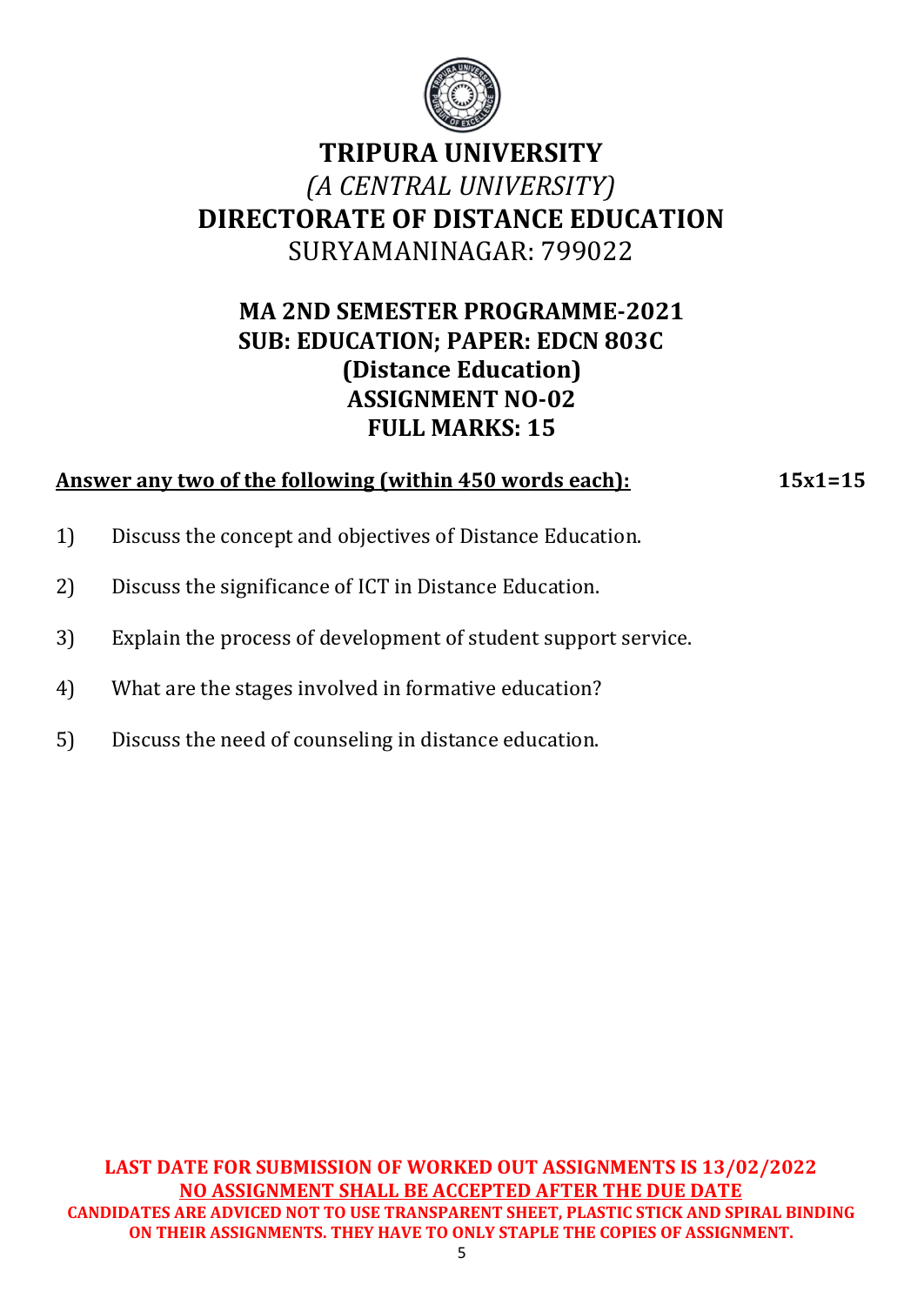# TRIPURA UNIVERSITY

*(A CENTRAL UNIVERSITY)*

## DIRECTORATE OF DISTANCE EDUCATION

SURYAMANINAGAR: 799022

**MA 2ND SEMESTER PROGRAMME-2021**
**SUB: EDUCATION; PAPER: EDCN 803C**
**(Distance Education)**
**ASSIGNMENT NO-02**
**FULL MARKS: 15**

**Answer any two of the following (within 450 words each):** **15x1=15**

1) Discuss the concept and objectives of Distance Education.
2) Discuss the significance of ICT in Distance Education.
3) Explain the process of development of student support service.
4) What are the stages involved in formative education?
5) Discuss the need of counseling in distance education.

**LAST DATE FOR SUBMISSION OF WORKED OUT ASSIGNMENTS IS 13/02/2022**
**NO ASSIGNMENT SHALL BE ACCEPTED AFTER THE DUE DATE**
**CANDIDATES ARE ADVICED NOT TO USE TRANSPARENT SHEET, PLASTIC STICK AND SPIRAL BINDING ON THEIR ASSIGNMENTS. THEY HAVE TO ONLY STAPLE THE COPIES OF ASSIGNMENT.**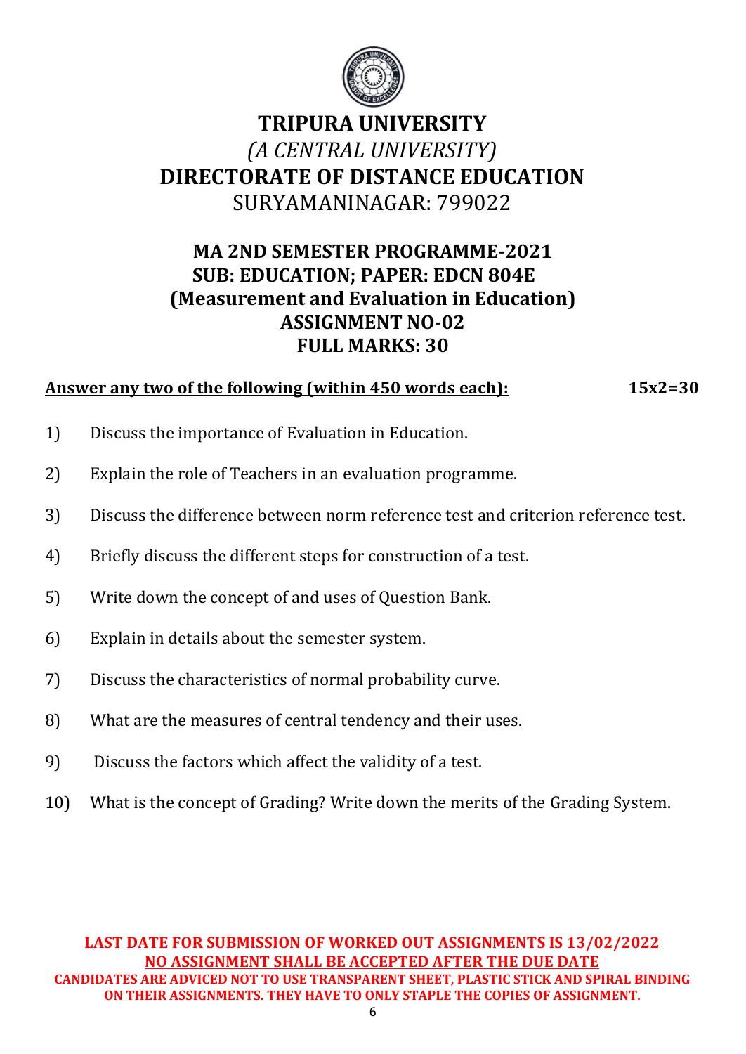# TRIPURA UNIVERSITY

*(A CENTRAL UNIVERSITY)*

**DIRECTORATE OF DISTANCE EDUCATION**

SURYAMANINAGAR: 799022

## MA 2ND SEMESTER PROGRAMME-2021
## SUB: EDUCATION; PAPER: EDCN 804E
## (Measurement and Evaluation in Education)
## ASSIGNMENT NO-02
## FULL MARKS: 30

**Answer any two of the following (within 450 words each):** **15x2=30**

1) Discuss the importance of Evaluation in Education.
2) Explain the role of Teachers in an evaluation programme.
3) Discuss the difference between norm reference test and criterion reference test.
4) Briefly discuss the different steps for construction of a test.
5) Write down the concept of and uses of Question Bank.
6) Explain in details about the semester system.
7) Discuss the characteristics of normal probability curve.
8) What are the measures of central tendency and their uses.
9) Discuss the factors which affect the validity of a test.
10) What is the concept of Grading? Write down the merits of the Grading System.

**LAST DATE FOR SUBMISSION OF WORKED OUT ASSIGNMENTS IS 13/02/2022**

**NO ASSIGNMENT SHALL BE ACCEPTED AFTER THE DUE DATE**

**CANDIDATES ARE ADVICED NOT TO USE TRANSPARENT SHEET, PLASTIC STICK AND SPIRAL BINDING ON THEIR ASSIGNMENTS. THEY HAVE TO ONLY STAPLE THE COPIES OF ASSIGNMENT.**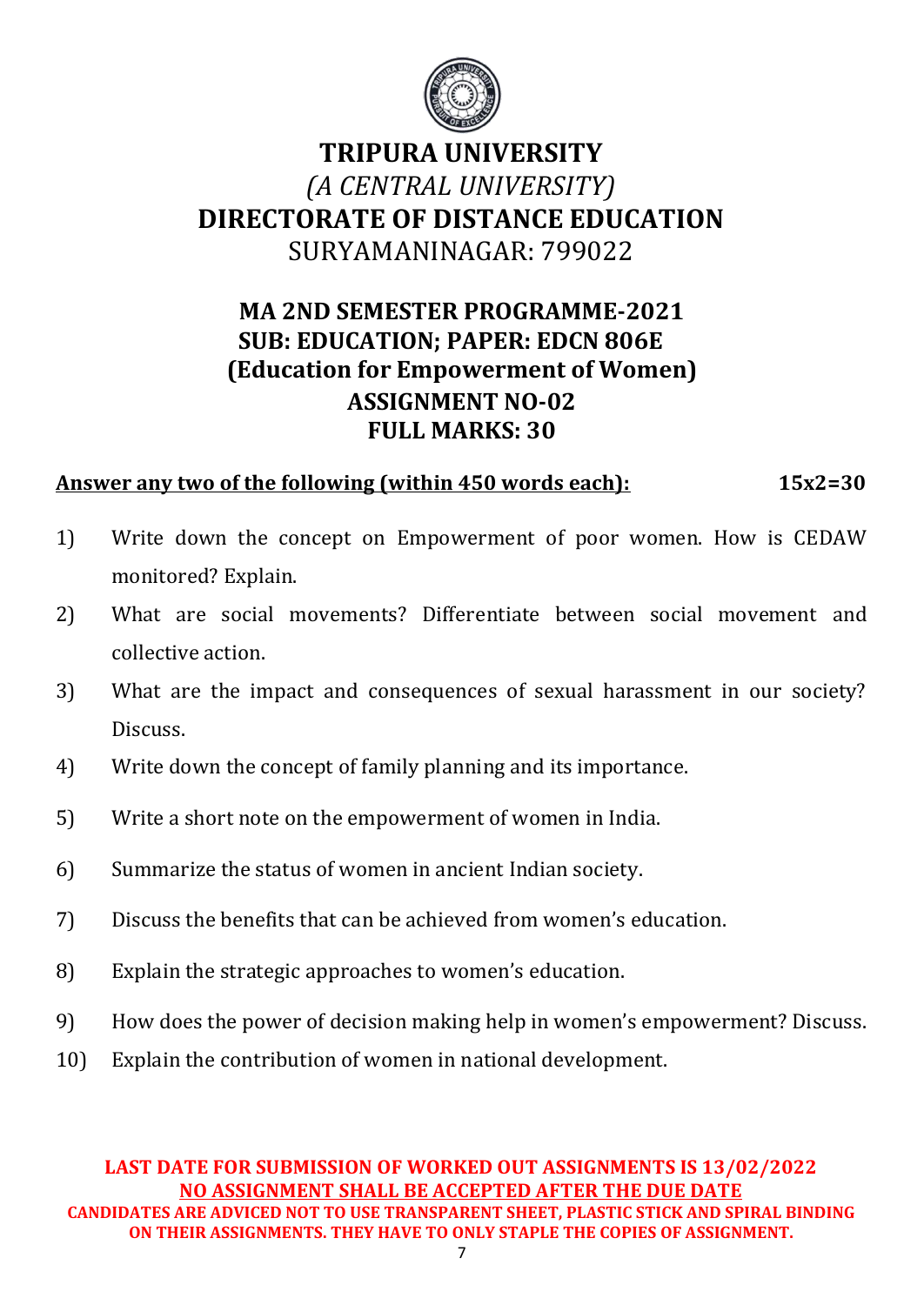# TRIPURA UNIVERSITY

*(A CENTRAL UNIVERSITY)*

## DIRECTORATE OF DISTANCE EDUCATION

SURYAMANINAGAR: 799022

### MA 2ND SEMESTER PROGRAMME-2021
### SUB: EDUCATION; PAPER: EDCN 806E
### (Education for Empowerment of Women)
### ASSIGNMENT NO-02
### FULL MARKS: 30

**Answer any two of the following (within 450 words each):** **15x2=30**

1) Write down the concept on Empowerment of poor women. How is CEDAW monitored? Explain.
2) What are social movements? Differentiate between social movement and collective action.
3) What are the impact and consequences of sexual harassment in our society? Discuss.
4) Write down the concept of family planning and its importance.
5) Write a short note on the empowerment of women in India.
6) Summarize the status of women in ancient Indian society.
7) Discuss the benefits that can be achieved from women's education.
8) Explain the strategic approaches to women's education.
9) How does the power of decision making help in women's empowerment? Discuss.
10) Explain the contribution of women in national development.

**LAST DATE FOR SUBMISSION OF WORKED OUT ASSIGNMENTS IS 13/02/2022**

**NO ASSIGNMENT SHALL BE ACCEPTED AFTER THE DUE DATE**

**CANDIDATES ARE ADVICED NOT TO USE TRANSPARENT SHEET, PLASTIC STICK AND SPIRAL BINDING ON THEIR ASSIGNMENTS. THEY HAVE TO ONLY STAPLE THE COPIES OF ASSIGNMENT.**